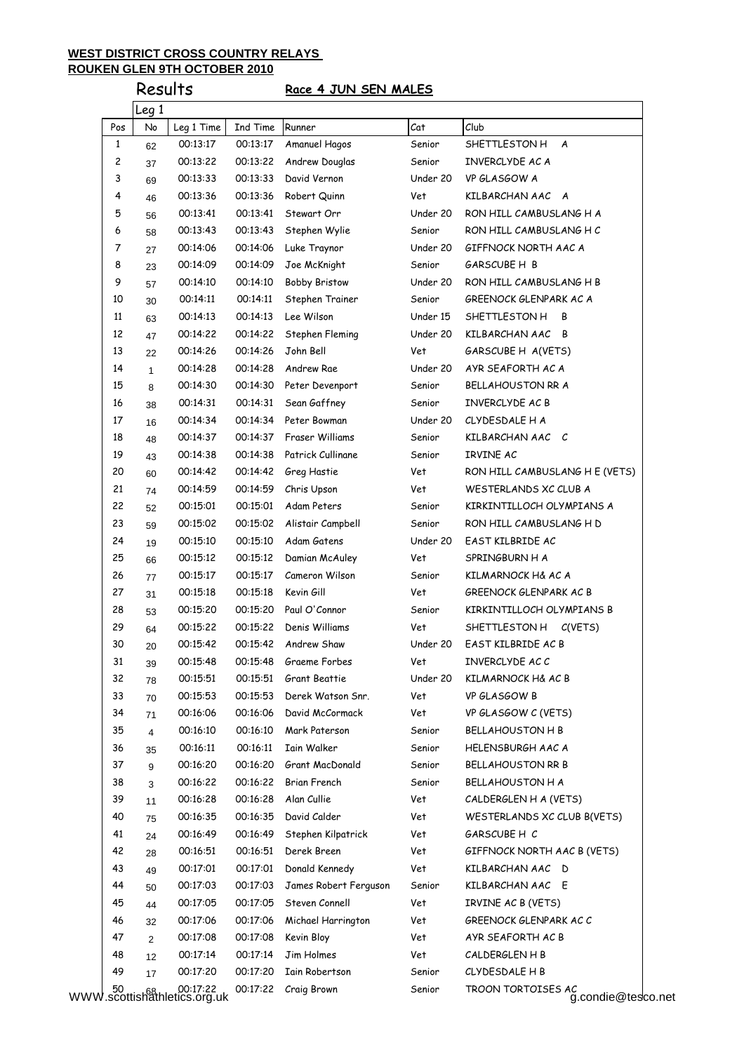**WEST DISTRICT CROSS COUNTRY RELAYS**
**ROUKEN GLEN 9TH OCTOBER 2010**

## Results

**Race 4 JUN SEN MALES**

Leg 1

| Pos | No | Leg 1 Time | Ind Time | Runner | Cat | Club |
|---|---|---|---|---|---|---|
| 1 | 62 | 00:13:17 | 00:13:17 | Amanuel Hagos | Senior | SHETTLESTON H A |
| 2 | 37 | 00:13:22 | 00:13:22 | Andrew Douglas | Senior | INVERCLYDE AC A |
| 3 | 69 | 00:13:33 | 00:13:33 | David Vernon | Under 20 | VP GLASGOW A |
| 4 | 46 | 00:13:36 | 00:13:36 | Robert Quinn | Vet | KILBARCHAN AAC A |
| 5 | 56 | 00:13:41 | 00:13:41 | Stewart Orr | Under 20 | RON HILL CAMBUSLANG H A |
| 6 | 58 | 00:13:43 | 00:13:43 | Stephen Wylie | Senior | RON HILL CAMBUSLANG H C |
| 7 | 27 | 00:14:06 | 00:14:06 | Luke Traynor | Under 20 | GIFFNOCK NORTH AAC A |
| 8 | 23 | 00:14:09 | 00:14:09 | Joe McKnight | Senior | GARSCUBE H B |
| 9 | 57 | 00:14:10 | 00:14:10 | Bobby Bristow | Under 20 | RON HILL CAMBUSLANG H B |
| 10 | 30 | 00:14:11 | 00:14:11 | Stephen Trainer | Senior | GREENOCK GLENPARK AC A |
| 11 | 63 | 00:14:13 | 00:14:13 | Lee Wilson | Under 15 | SHETTLESTON H B |
| 12 | 47 | 00:14:22 | 00:14:22 | Stephen Fleming | Under 20 | KILBARCHAN AAC B |
| 13 | 22 | 00:14:26 | 00:14:26 | John Bell | Vet | GARSCUBE H A(VETS) |
| 14 | 1 | 00:14:28 | 00:14:28 | Andrew Rae | Under 20 | AYR SEAFORTH AC A |
| 15 | 8 | 00:14:30 | 00:14:30 | Peter Devenport | Senior | BELLAHOUSTON RR A |
| 16 | 38 | 00:14:31 | 00:14:31 | Sean Gaffney | Senior | INVERCLYDE AC B |
| 17 | 16 | 00:14:34 | 00:14:34 | Peter Bowman | Under 20 | CLYDESDALE H A |
| 18 | 48 | 00:14:37 | 00:14:37 | Fraser Williams | Senior | KILBARCHAN AAC C |
| 19 | 43 | 00:14:38 | 00:14:38 | Patrick Cullinane | Senior | IRVINE AC |
| 20 | 60 | 00:14:42 | 00:14:42 | Greg Hastie | Vet | RON HILL CAMBUSLANG H E (VETS) |
| 21 | 74 | 00:14:59 | 00:14:59 | Chris Upson | Vet | WESTERLANDS XC CLUB A |
| 22 | 52 | 00:15:01 | 00:15:01 | Adam Peters | Senior | KIRKINTILLOCH OLYMPIANS A |
| 23 | 59 | 00:15:02 | 00:15:02 | Alistair Campbell | Senior | RON HILL CAMBUSLANG H D |
| 24 | 19 | 00:15:10 | 00:15:10 | Adam Gatens | Under 20 | EAST KILBRIDE AC |
| 25 | 66 | 00:15:12 | 00:15:12 | Damian McAuley | Vet | SPRINGBURN H A |
| 26 | 77 | 00:15:17 | 00:15:17 | Cameron Wilson | Senior | KILMARNOCK H& AC A |
| 27 | 31 | 00:15:18 | 00:15:18 | Kevin Gill | Vet | GREENOCK GLENPARK AC B |
| 28 | 53 | 00:15:20 | 00:15:20 | Paul O'Connor | Senior | KIRKINTILLOCH OLYMPIANS B |
| 29 | 64 | 00:15:22 | 00:15:22 | Denis Williams | Vet | SHETTLESTON H C(VETS) |
| 30 | 20 | 00:15:42 | 00:15:42 | Andrew Shaw | Under 20 | EAST KILBRIDE AC B |
| 31 | 39 | 00:15:48 | 00:15:48 | Graeme Forbes | Vet | INVERCLYDE AC C |
| 32 | 78 | 00:15:51 | 00:15:51 | Grant Beattie | Under 20 | KILMARNOCK H& AC B |
| 33 | 70 | 00:15:53 | 00:15:53 | Derek Watson Snr. | Vet | VP GLASGOW B |
| 34 | 71 | 00:16:06 | 00:16:06 | David McCormack | Vet | VP GLASGOW C (VETS) |
| 35 | 4 | 00:16:10 | 00:16:10 | Mark Paterson | Senior | BELLAHOUSTON H B |
| 36 | 35 | 00:16:11 | 00:16:11 | Iain Walker | Senior | HELENSBURGH AAC A |
| 37 | 9 | 00:16:20 | 00:16:20 | Grant MacDonald | Senior | BELLAHOUSTON RR B |
| 38 | 3 | 00:16:22 | 00:16:22 | Brian French | Senior | BELLAHOUSTON H A |
| 39 | 11 | 00:16:28 | 00:16:28 | Alan Cullie | Vet | CALDERGLEN H A (VETS) |
| 40 | 75 | 00:16:35 | 00:16:35 | David Calder | Vet | WESTERLANDS XC CLUB B(VETS) |
| 41 | 24 | 00:16:49 | 00:16:49 | Stephen Kilpatrick | Vet | GARSCUBE H C |
| 42 | 28 | 00:16:51 | 00:16:51 | Derek Breen | Vet | GIFFNOCK NORTH AAC B (VETS) |
| 43 | 49 | 00:17:01 | 00:17:01 | Donald Kennedy | Vet | KILBARCHAN AAC D |
| 44 | 50 | 00:17:03 | 00:17:03 | James Robert Ferguson | Senior | KILBARCHAN AAC E |
| 45 | 44 | 00:17:05 | 00:17:05 | Steven Connell | Vet | IRVINE AC B (VETS) |
| 46 | 32 | 00:17:06 | 00:17:06 | Michael Harrington | Vet | GREENOCK GLENPARK AC C |
| 47 | 2 | 00:17:08 | 00:17:08 | Kevin Bloy | Vet | AYR SEAFORTH AC B |
| 48 | 12 | 00:17:14 | 00:17:14 | Jim Holmes | Vet | CALDERGLEN H B |
| 49 | 17 | 00:17:20 | 00:17:20 | Iain Robertson | Senior | CLYDESDALE H B |
| 50 | 68 | 00:17:22 | 00:17:22 | Craig Brown | Senior | TROON TORTOISES AC |

WWW.scottishathletics.org.uk g.condie@tesco.net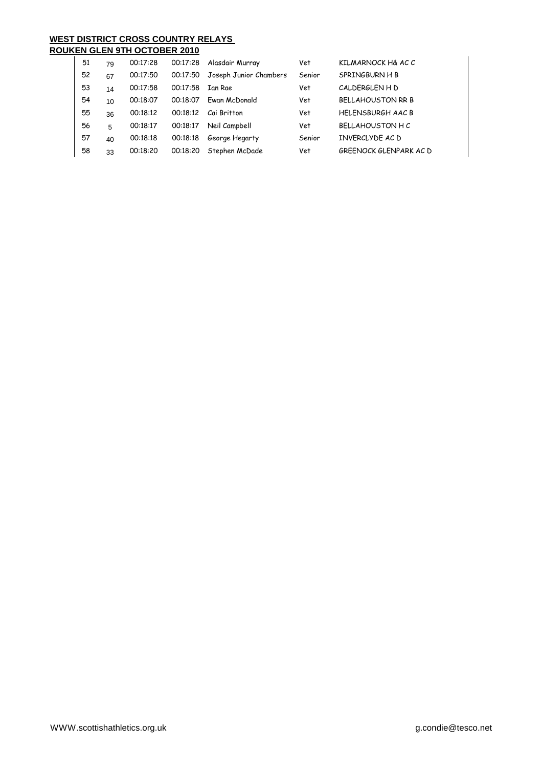**WEST DISTRICT CROSS COUNTRY RELAYS**
**ROUKEN GLEN 9TH OCTOBER 2010**

| | | | | | | |
|---|---|---|---|---|---|---|
| 51 | 79 | 00:17:28 | 00:17:28 | Alasdair Murray | Vet | KILMARNOCK H& AC C |
| 52 | 67 | 00:17:50 | 00:17:50 | Joseph Junior Chambers | Senior | SPRINGBURN H B |
| 53 | 14 | 00:17:58 | 00:17:58 | Ian Rae | Vet | CALDERGLEN H D |
| 54 | 10 | 00:18:07 | 00:18:07 | Ewan McDonald | Vet | BELLAHOUSTON RR B |
| 55 | 36 | 00:18:12 | 00:18:12 | Cai Britton | Vet | HELENSBURGH AAC B |
| 56 | 5 | 00:18:17 | 00:18:17 | Neil Campbell | Vet | BELLAHOUSTON H C |
| 57 | 40 | 00:18:18 | 00:18:18 | George Hegarty | Senior | INVERCLYDE AC D |
| 58 | 33 | 00:18:20 | 00:18:20 | Stephen McDade | Vet | GREENOCK GLENPARK AC D |

WWW.scottishathletics.org.uk g.condie@tesco.net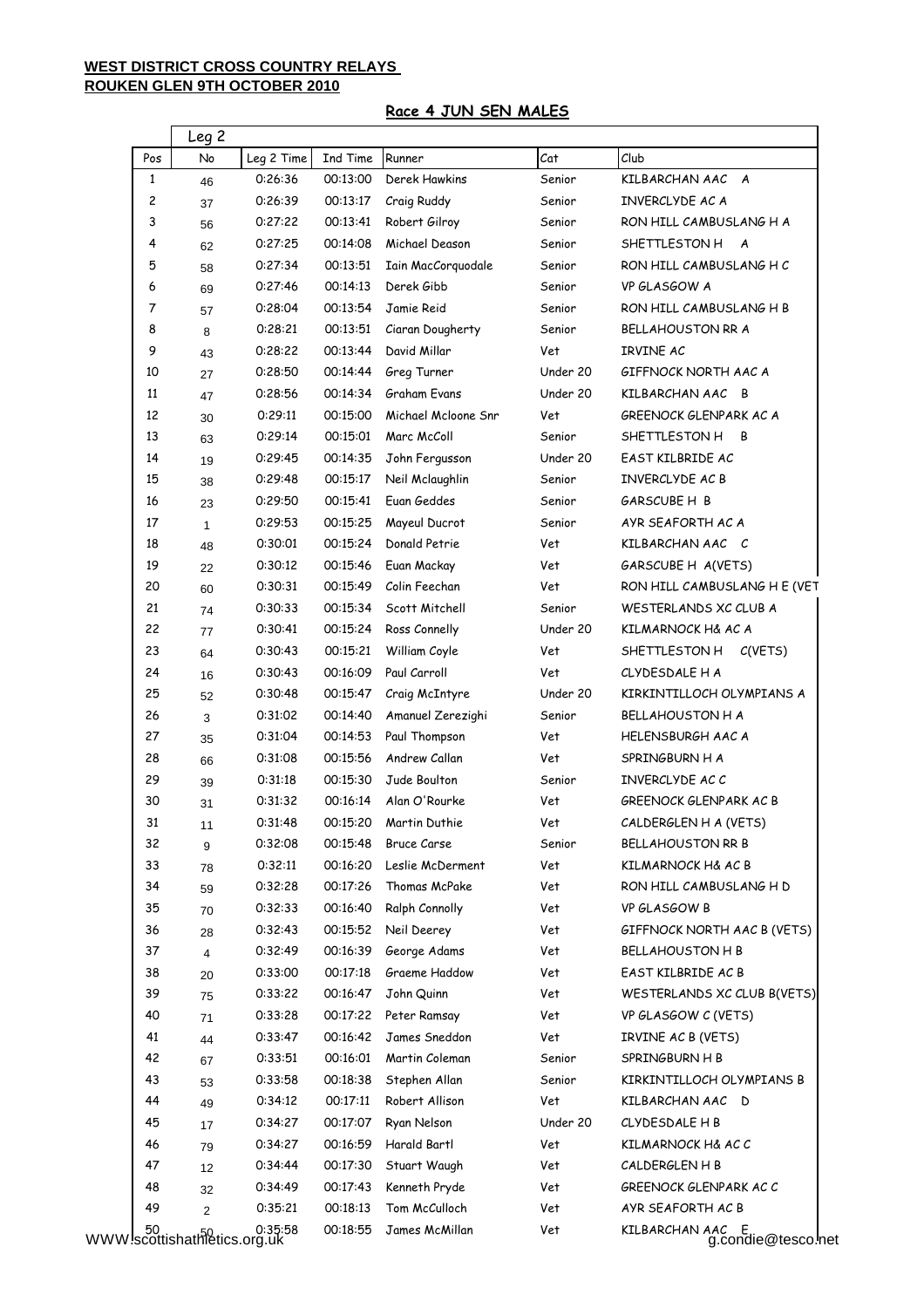**WEST DISTRICT CROSS COUNTRY RELAYS**
**ROUKEN GLEN 9TH OCTOBER 2010**

**Race 4 JUN SEN MALES**

| | Leg 2 | | | | | |
|---|---|---|---|---|---|---|
| Pos | No | Leg 2 Time | Ind Time | Runner | Cat | Club |
| 1 | 46 | 0:26:36 | 00:13:00 | Derek Hawkins | Senior | KILBARCHAN AAC A |
| 2 | 37 | 0:26:39 | 00:13:17 | Craig Ruddy | Senior | INVERCLYDE AC A |
| 3 | 56 | 0:27:22 | 00:13:41 | Robert Gilroy | Senior | RON HILL CAMBUSLANG H A |
| 4 | 62 | 0:27:25 | 00:14:08 | Michael Deason | Senior | SHETTLESTON H A |
| 5 | 58 | 0:27:34 | 00:13:51 | Iain MacCorquodale | Senior | RON HILL CAMBUSLANG H C |
| 6 | 69 | 0:27:46 | 00:14:13 | Derek Gibb | Senior | VP GLASGOW A |
| 7 | 57 | 0:28:04 | 00:13:54 | Jamie Reid | Senior | RON HILL CAMBUSLANG H B |
| 8 | 8 | 0:28:21 | 00:13:51 | Ciaran Dougherty | Senior | BELLAHOUSTON RR A |
| 9 | 43 | 0:28:22 | 00:13:44 | David Millar | Vet | IRVINE AC |
| 10 | 27 | 0:28:50 | 00:14:44 | Greg Turner | Under 20 | GIFFNOCK NORTH AAC A |
| 11 | 47 | 0:28:56 | 00:14:34 | Graham Evans | Under 20 | KILBARCHAN AAC B |
| 12 | 30 | 0:29:11 | 00:15:00 | Michael Mcloone Snr | Vet | GREENOCK GLENPARK AC A |
| 13 | 63 | 0:29:14 | 00:15:01 | Marc McColl | Senior | SHETTLESTON H B |
| 14 | 19 | 0:29:45 | 00:14:35 | John Fergusson | Under 20 | EAST KILBRIDE AC |
| 15 | 38 | 0:29:48 | 00:15:17 | Neil Mclaughlin | Senior | INVERCLYDE AC B |
| 16 | 23 | 0:29:50 | 00:15:41 | Euan Geddes | Senior | GARSCUBE H B |
| 17 | 1 | 0:29:53 | 00:15:25 | Mayeul Ducrot | Senior | AYR SEAFORTH AC A |
| 18 | 48 | 0:30:01 | 00:15:24 | Donald Petrie | Vet | KILBARCHAN AAC C |
| 19 | 22 | 0:30:12 | 00:15:46 | Euan Mackay | Vet | GARSCUBE H A(VETS) |
| 20 | 60 | 0:30:31 | 00:15:49 | Colin Feechan | Vet | RON HILL CAMBUSLANG H E (VET |
| 21 | 74 | 0:30:33 | 00:15:34 | Scott Mitchell | Senior | WESTERLANDS XC CLUB A |
| 22 | 77 | 0:30:41 | 00:15:24 | Ross Connelly | Under 20 | KILMARNOCK H& AC A |
| 23 | 64 | 0:30:43 | 00:15:21 | William Coyle | Vet | SHETTLESTON H C(VETS) |
| 24 | 16 | 0:30:43 | 00:16:09 | Paul Carroll | Vet | CLYDESDALE H A |
| 25 | 52 | 0:30:48 | 00:15:47 | Craig McIntyre | Under 20 | KIRKINTILLOCH OLYMPIANS A |
| 26 | 3 | 0:31:02 | 00:14:40 | Amanuel Zerezighi | Senior | BELLAHOUSTON H A |
| 27 | 35 | 0:31:04 | 00:14:53 | Paul Thompson | Vet | HELENSBURGH AAC A |
| 28 | 66 | 0:31:08 | 00:15:56 | Andrew Callan | Vet | SPRINGBURN H A |
| 29 | 39 | 0:31:18 | 00:15:30 | Jude Boulton | Senior | INVERCLYDE AC C |
| 30 | 31 | 0:31:32 | 00:16:14 | Alan O'Rourke | Vet | GREENOCK GLENPARK AC B |
| 31 | 11 | 0:31:48 | 00:15:20 | Martin Duthie | Vet | CALDERGLEN H A (VETS) |
| 32 | 9 | 0:32:08 | 00:15:48 | Bruce Carse | Senior | BELLAHOUSTON RR B |
| 33 | 78 | 0:32:11 | 00:16:20 | Leslie McDerment | Vet | KILMARNOCK H& AC B |
| 34 | 59 | 0:32:28 | 00:17:26 | Thomas McPake | Vet | RON HILL CAMBUSLANG H D |
| 35 | 70 | 0:32:33 | 00:16:40 | Ralph Connolly | Vet | VP GLASGOW B |
| 36 | 28 | 0:32:43 | 00:15:52 | Neil Deerey | Vet | GIFFNOCK NORTH AAC B (VETS) |
| 37 | 4 | 0:32:49 | 00:16:39 | George Adams | Vet | BELLAHOUSTON H B |
| 38 | 20 | 0:33:00 | 00:17:18 | Graeme Haddow | Vet | EAST KILBRIDE AC B |
| 39 | 75 | 0:33:22 | 00:16:47 | John Quinn | Vet | WESTERLANDS XC CLUB B(VETS) |
| 40 | 71 | 0:33:28 | 00:17:22 | Peter Ramsay | Vet | VP GLASGOW C (VETS) |
| 41 | 44 | 0:33:47 | 00:16:42 | James Sneddon | Vet | IRVINE AC B (VETS) |
| 42 | 67 | 0:33:51 | 00:16:01 | Martin Coleman | Senior | SPRINGBURN H B |
| 43 | 53 | 0:33:58 | 00:18:38 | Stephen Allan | Senior | KIRKINTILLOCH OLYMPIANS B |
| 44 | 49 | 0:34:12 | 00:17:11 | Robert Allison | Vet | KILBARCHAN AAC D |
| 45 | 17 | 0:34:27 | 00:17:07 | Ryan Nelson | Under 20 | CLYDESDALE H B |
| 46 | 79 | 0:34:27 | 00:16:59 | Harald Bartl | Vet | KILMARNOCK H& AC C |
| 47 | 12 | 0:34:44 | 00:17:30 | Stuart Waugh | Vet | CALDERGLEN H B |
| 48 | 32 | 0:34:49 | 00:17:43 | Kenneth Pryde | Vet | GREENOCK GLENPARK AC C |
| 49 | 2 | 0:35:21 | 00:18:13 | Tom McCulloch | Vet | AYR SEAFORTH AC B |
| 50 | 50 | 0:35:58 | 00:18:55 | James McMillan | Vet | KILBARCHAN AAC E |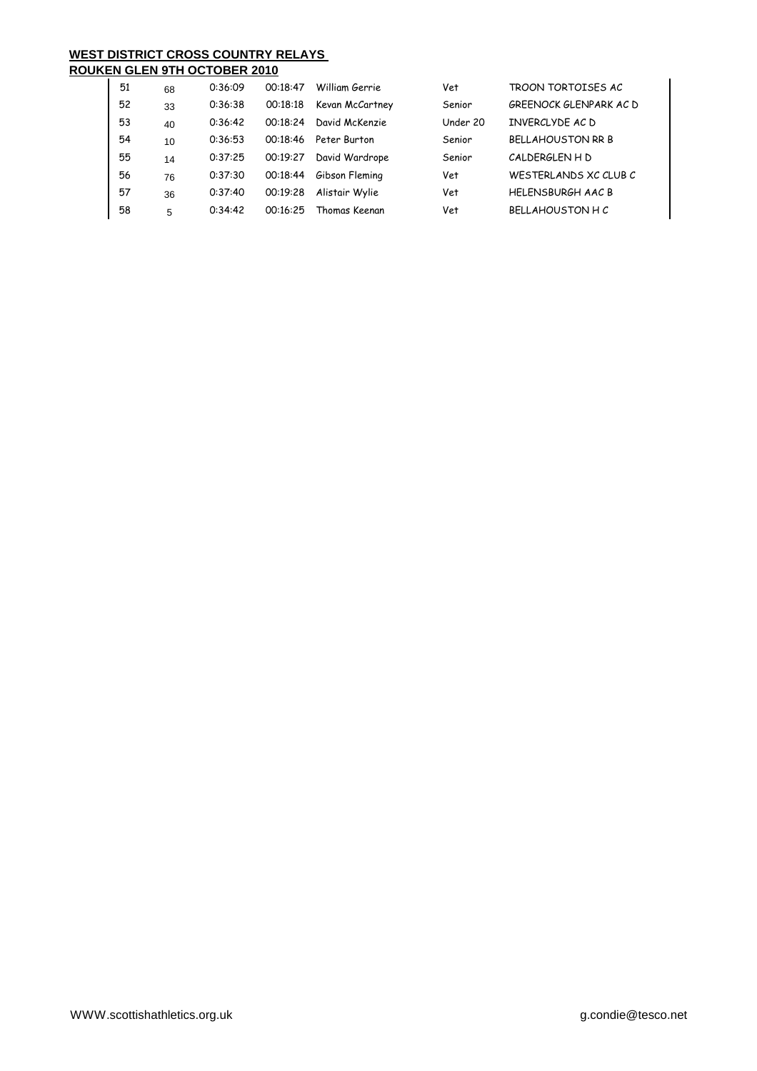**WEST DISTRICT CROSS COUNTRY RELAYS**
**ROUKEN GLEN 9TH OCTOBER 2010**

| | | | | | | |
|---|---|---|---|---|---|---|
| 51 | 68 | 0:36:09 | 00:18:47 | William Gerrie | Vet | TROON TORTOISES AC |
| 52 | 33 | 0:36:38 | 00:18:18 | Kevan McCartney | Senior | GREENOCK GLENPARK AC D |
| 53 | 40 | 0:36:42 | 00:18:24 | David McKenzie | Under 20 | INVERCLYDE AC D |
| 54 | 10 | 0:36:53 | 00:18:46 | Peter Burton | Senior | BELLAHOUSTON RR B |
| 55 | 14 | 0:37:25 | 00:19:27 | David Wardrope | Senior | CALDERGLEN H D |
| 56 | 76 | 0:37:30 | 00:18:44 | Gibson Fleming | Vet | WESTERLANDS XC CLUB C |
| 57 | 36 | 0:37:40 | 00:19:28 | Alistair Wylie | Vet | HELENSBURGH AAC B |
| 58 | 5 | 0:34:42 | 00:16:25 | Thomas Keenan | Vet | BELLAHOUSTON H C |

WWW.scottishathletics.org.uk g.condie@tesco.net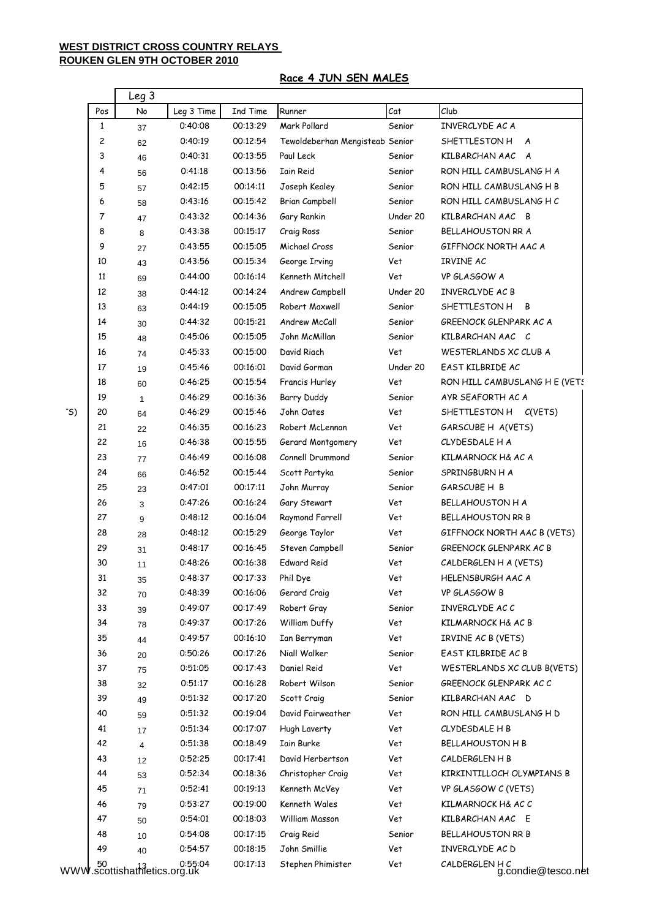**WEST DISTRICT CROSS COUNTRY RELAYS**
**ROUKEN GLEN 9TH OCTOBER 2010**

**Race 4 JUN SEN MALES**

| | Leg 3 | | | | | |
|---|---|---|---|---|---|---|
| Pos | No | Leg 3 Time | Ind Time | Runner | Cat | Club |
| 1 | 37 | 0:40:08 | 00:13:29 | Mark Pollard | Senior | INVERCLYDE AC A |
| 2 | 62 | 0:40:19 | 00:12:54 | Tewoldeberhan Mengisteab | Senior | SHETTLESTON H A |
| 3 | 46 | 0:40:31 | 00:13:55 | Paul Leck | Senior | KILBARCHAN AAC A |
| 4 | 56 | 0:41:18 | 00:13:56 | Iain Reid | Senior | RON HILL CAMBUSLANG H A |
| 5 | 57 | 0:42:15 | 00:14:11 | Joseph Kealey | Senior | RON HILL CAMBUSLANG H B |
| 6 | 58 | 0:43:16 | 00:15:42 | Brian Campbell | Senior | RON HILL CAMBUSLANG H C |
| 7 | 47 | 0:43:32 | 00:14:36 | Gary Rankin | Under 20 | KILBARCHAN AAC B |
| 8 | 8 | 0:43:38 | 00:15:17 | Craig Ross | Senior | BELLAHOUSTON RR A |
| 9 | 27 | 0:43:55 | 00:15:05 | Michael Cross | Senior | GIFFNOCK NORTH AAC A |
| 10 | 43 | 0:43:56 | 00:15:34 | George Irving | Vet | IRVINE AC |
| 11 | 69 | 0:44:00 | 00:16:14 | Kenneth Mitchell | Vet | VP GLASGOW A |
| 12 | 38 | 0:44:12 | 00:14:24 | Andrew Campbell | Under 20 | INVERCLYDE AC B |
| 13 | 63 | 0:44:19 | 00:15:05 | Robert Maxwell | Senior | SHETTLESTON H B |
| 14 | 30 | 0:44:32 | 00:15:21 | Andrew McCall | Senior | GREENOCK GLENPARK AC A |
| 15 | 48 | 0:45:06 | 00:15:05 | John McMillan | Senior | KILBARCHAN AAC C |
| 16 | 74 | 0:45:33 | 00:15:00 | David Riach | Vet | WESTERLANDS XC CLUB A |
| 17 | 19 | 0:45:46 | 00:16:01 | David Gorman | Under 20 | EAST KILBRIDE AC |
| 18 | 60 | 0:46:25 | 00:15:54 | Francis Hurley | Vet | RON HILL CAMBUSLANG H E (VETS |
| 19 | 1 | 0:46:29 | 00:16:36 | Barry Duddy | Senior | AYR SEAFORTH AC A |
| 20 | 64 | 0:46:29 | 00:15:46 | John Oates | Vet | SHETTLESTON H C(VETS) |
| 21 | 22 | 0:46:35 | 00:16:23 | Robert McLennan | Vet | GARSCUBE H A(VETS) |
| 22 | 16 | 0:46:38 | 00:15:55 | Gerard Montgomery | Vet | CLYDESDALE H A |
| 23 | 77 | 0:46:49 | 00:16:08 | Connell Drummond | Senior | KILMARNOCK H& AC A |
| 24 | 66 | 0:46:52 | 00:15:44 | Scott Partyka | Senior | SPRINGBURN H A |
| 25 | 23 | 0:47:01 | 00:17:11 | John Murray | Senior | GARSCUBE H B |
| 26 | 3 | 0:47:26 | 00:16:24 | Gary Stewart | Vet | BELLAHOUSTON H A |
| 27 | 9 | 0:48:12 | 00:16:04 | Raymond Farrell | Vet | BELLAHOUSTON RR B |
| 28 | 28 | 0:48:12 | 00:15:29 | George Taylor | Vet | GIFFNOCK NORTH AAC B (VETS) |
| 29 | 31 | 0:48:17 | 00:16:45 | Steven Campbell | Senior | GREENOCK GLENPARK AC B |
| 30 | 11 | 0:48:26 | 00:16:38 | Edward Reid | Vet | CALDERGLEN H A (VETS) |
| 31 | 35 | 0:48:37 | 00:17:33 | Phil Dye | Vet | HELENSBURGH AAC A |
| 32 | 70 | 0:48:39 | 00:16:06 | Gerard Craig | Vet | VP GLASGOW B |
| 33 | 39 | 0:49:07 | 00:17:49 | Robert Gray | Senior | INVERCLYDE AC C |
| 34 | 78 | 0:49:37 | 00:17:26 | William Duffy | Vet | KILMARNOCK H& AC B |
| 35 | 44 | 0:49:57 | 00:16:10 | Ian Berryman | Vet | IRVINE AC B (VETS) |
| 36 | 20 | 0:50:26 | 00:17:26 | Niall Walker | Senior | EAST KILBRIDE AC B |
| 37 | 75 | 0:51:05 | 00:17:43 | Daniel Reid | Vet | WESTERLANDS XC CLUB B(VETS) |
| 38 | 32 | 0:51:17 | 00:16:28 | Robert Wilson | Senior | GREENOCK GLENPARK AC C |
| 39 | 49 | 0:51:32 | 00:17:20 | Scott Craig | Senior | KILBARCHAN AAC D |
| 40 | 59 | 0:51:32 | 00:19:04 | David Fairweather | Vet | RON HILL CAMBUSLANG H D |
| 41 | 17 | 0:51:34 | 00:17:07 | Hugh Laverty | Vet | CLYDESDALE H B |
| 42 | 4 | 0:51:38 | 00:18:49 | Iain Burke | Vet | BELLAHOUSTON H B |
| 43 | 12 | 0:52:25 | 00:17:41 | David Herbertson | Vet | CALDERGLEN H B |
| 44 | 53 | 0:52:34 | 00:18:36 | Christopher Craig | Vet | KIRKINTILLOCH OLYMPIANS B |
| 45 | 71 | 0:52:41 | 00:19:13 | Kenneth McVey | Vet | VP GLASGOW C (VETS) |
| 46 | 79 | 0:53:27 | 00:19:00 | Kenneth Wales | Vet | KILMARNOCK H& AC C |
| 47 | 50 | 0:54:01 | 00:18:03 | William Masson | Vet | KILBARCHAN AAC E |
| 48 | 10 | 0:54:08 | 00:17:15 | Craig Reid | Senior | BELLAHOUSTON RR B |
| 49 | 40 | 0:54:57 | 00:18:15 | John Smillie | Vet | INVERCLYDE AC D |
| 50 | 13 | 0:55:04 | 00:17:13 | Stephen Phimister | Vet | CALDERGLEN H C |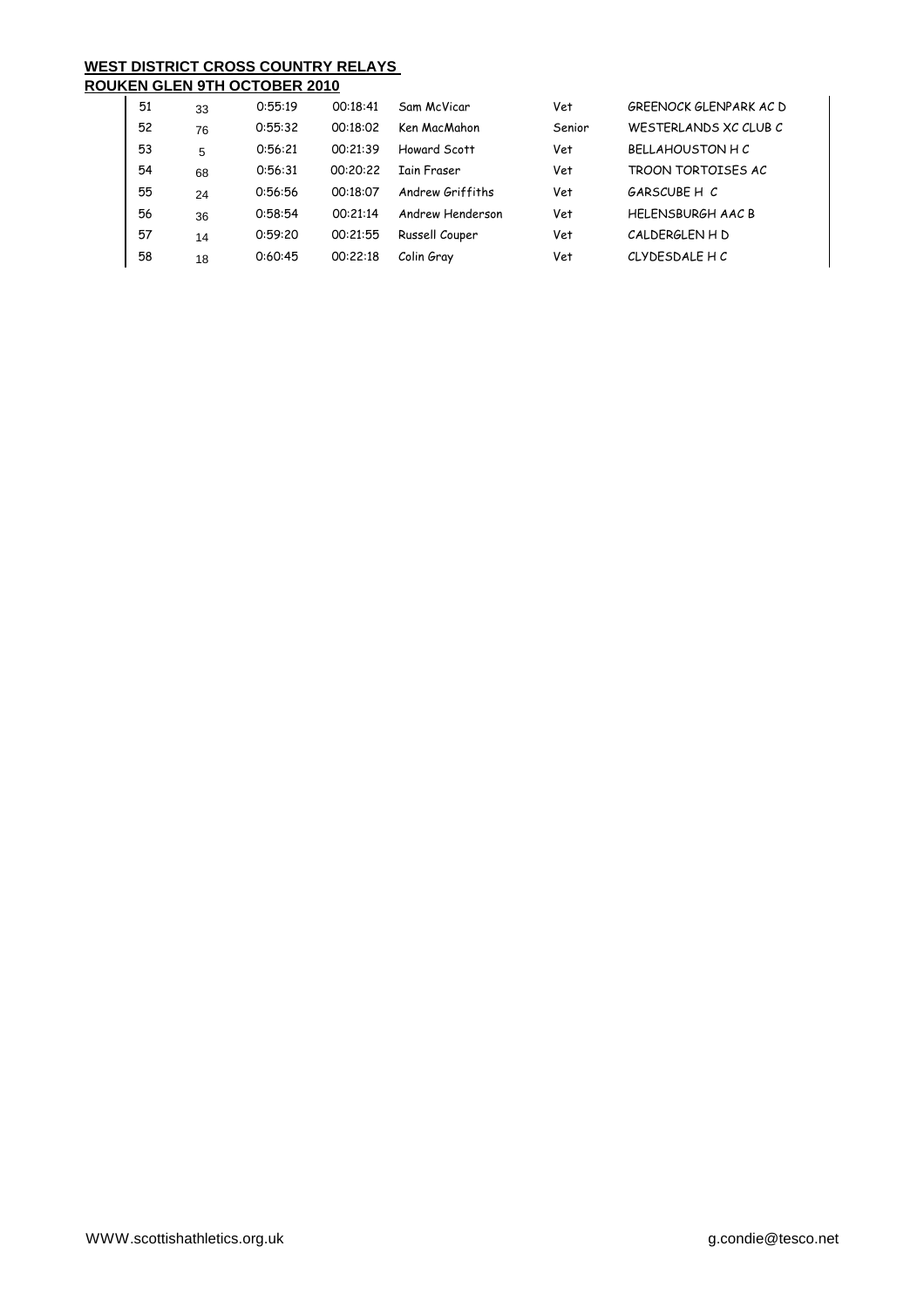**WEST DISTRICT CROSS COUNTRY RELAYS**
**ROUKEN GLEN 9TH OCTOBER 2010**

| | | | | | | |
|---|---|---|---|---|---|---|
| 51 | 33 | 0:55:19 | 00:18:41 | Sam McVicar | Vet | GREENOCK GLENPARK AC D |
| 52 | 76 | 0:55:32 | 00:18:02 | Ken MacMahon | Senior | WESTERLANDS XC CLUB C |
| 53 | 5 | 0:56:21 | 00:21:39 | Howard Scott | Vet | BELLAHOUSTON H C |
| 54 | 68 | 0:56:31 | 00:20:22 | Iain Fraser | Vet | TROON TORTOISES AC |
| 55 | 24 | 0:56:56 | 00:18:07 | Andrew Griffiths | Vet | GARSCUBE H C |
| 56 | 36 | 0:58:54 | 00:21:14 | Andrew Henderson | Vet | HELENSBURGH AAC B |
| 57 | 14 | 0:59:20 | 00:21:55 | Russell Couper | Vet | CALDERGLEN H D |
| 58 | 18 | 0:60:45 | 00:22:18 | Colin Gray | Vet | CLYDESDALE H C |

WWW.scottishathletics.org.uk g.condie@tesco.net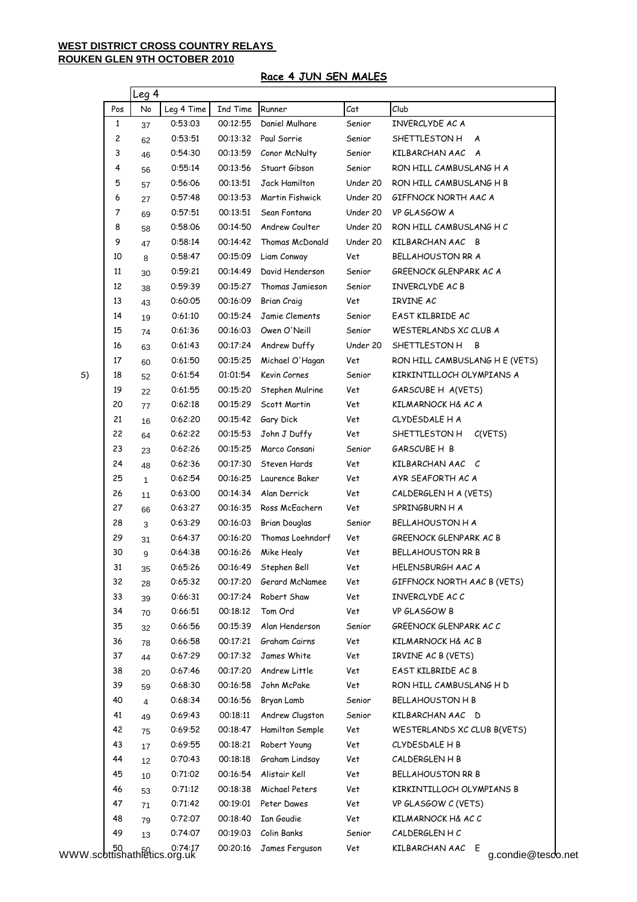**WEST DISTRICT CROSS COUNTRY RELAYS**
**ROUKEN GLEN 9TH OCTOBER 2010**

**Race 4 JUN SEN MALES**

| | Leg 4 | | | | | |
|---|---|---|---|---|---|---|
| Pos | No | Leg 4 Time | Ind Time | Runner | Cat | Club |
| 1 | 37 | 0:53:03 | 00:12:55 | Daniel Mulhare | Senior | INVERCLYDE AC A |
| 2 | 62 | 0:53:51 | 00:13:32 | Paul Sorrie | Senior | SHETTLESTON H A |
| 3 | 46 | 0:54:30 | 00:13:59 | Conor McNulty | Senior | KILBARCHAN AAC A |
| 4 | 56 | 0:55:14 | 00:13:56 | Stuart Gibson | Senior | RON HILL CAMBUSLANG H A |
| 5 | 57 | 0:56:06 | 00:13:51 | Jack Hamilton | Under 20 | RON HILL CAMBUSLANG H B |
| 6 | 27 | 0:57:48 | 00:13:53 | Martin Fishwick | Under 20 | GIFFNOCK NORTH AAC A |
| 7 | 69 | 0:57:51 | 00:13:51 | Sean Fontana | Under 20 | VP GLASGOW A |
| 8 | 58 | 0:58:06 | 00:14:50 | Andrew Coulter | Under 20 | RON HILL CAMBUSLANG H C |
| 9 | 47 | 0:58:14 | 00:14:42 | Thomas McDonald | Under 20 | KILBARCHAN AAC B |
| 10 | 8 | 0:58:47 | 00:15:09 | Liam Conway | Vet | BELLAHOUSTON RR A |
| 11 | 30 | 0:59:21 | 00:14:49 | David Henderson | Senior | GREENOCK GLENPARK AC A |
| 12 | 38 | 0:59:39 | 00:15:27 | Thomas Jamieson | Senior | INVERCLYDE AC B |
| 13 | 43 | 0:60:05 | 00:16:09 | Brian Craig | Vet | IRVINE AC |
| 14 | 19 | 0:61:10 | 00:15:24 | Jamie Clements | Senior | EAST KILBRIDE AC |
| 15 | 74 | 0:61:36 | 00:16:03 | Owen O'Neill | Senior | WESTERLANDS XC CLUB A |
| 16 | 63 | 0:61:43 | 00:17:24 | Andrew Duffy | Under 20 | SHETTLESTON H B |
| 17 | 60 | 0:61:50 | 00:15:25 | Michael O'Hagan | Vet | RON HILL CAMBUSLANG H E (VETS) |
| 18 | 52 | 0:61:54 | 01:01:54 | Kevin Cornes | Senior | KIRKINTILLOCH OLYMPIANS A |
| 19 | 22 | 0:61:55 | 00:15:20 | Stephen Mulrine | Vet | GARSCUBE H A(VETS) |
| 20 | 77 | 0:62:18 | 00:15:29 | Scott Martin | Vet | KILMARNOCK H& AC A |
| 21 | 16 | 0:62:20 | 00:15:42 | Gary Dick | Vet | CLYDESDALE H A |
| 22 | 64 | 0:62:22 | 00:15:53 | John J Duffy | Vet | SHETTLESTON H C(VETS) |
| 23 | 23 | 0:62:26 | 00:15:25 | Marco Consani | Senior | GARSCUBE H B |
| 24 | 48 | 0:62:36 | 00:17:30 | Steven Hards | Vet | KILBARCHAN AAC C |
| 25 | 1 | 0:62:54 | 00:16:25 | Laurence Baker | Vet | AYR SEAFORTH AC A |
| 26 | 11 | 0:63:00 | 00:14:34 | Alan Derrick | Vet | CALDERGLEN H A (VETS) |
| 27 | 66 | 0:63:27 | 00:16:35 | Ross McEachern | Vet | SPRINGBURN H A |
| 28 | 3 | 0:63:29 | 00:16:03 | Brian Douglas | Senior | BELLAHOUSTON H A |
| 29 | 31 | 0:64:37 | 00:16:20 | Thomas Loehndorf | Vet | GREENOCK GLENPARK AC B |
| 30 | 9 | 0:64:38 | 00:16:26 | Mike Healy | Vet | BELLAHOUSTON RR B |
| 31 | 35 | 0:65:26 | 00:16:49 | Stephen Bell | Vet | HELENSBURGH AAC A |
| 32 | 28 | 0:65:32 | 00:17:20 | Gerard McNamee | Vet | GIFFNOCK NORTH AAC B (VETS) |
| 33 | 39 | 0:66:31 | 00:17:24 | Robert Shaw | Vet | INVERCLYDE AC C |
| 34 | 70 | 0:66:51 | 00:18:12 | Tom Ord | Vet | VP GLASGOW B |
| 35 | 32 | 0:66:56 | 00:15:39 | Alan Henderson | Senior | GREENOCK GLENPARK AC C |
| 36 | 78 | 0:66:58 | 00:17:21 | Graham Cairns | Vet | KILMARNOCK H& AC B |
| 37 | 44 | 0:67:29 | 00:17:32 | James White | Vet | IRVINE AC B (VETS) |
| 38 | 20 | 0:67:46 | 00:17:20 | Andrew Little | Vet | EAST KILBRIDE AC B |
| 39 | 59 | 0:68:30 | 00:16:58 | John McPake | Vet | RON HILL CAMBUSLANG H D |
| 40 | 4 | 0:68:34 | 00:16:56 | Bryan Lamb | Senior | BELLAHOUSTON H B |
| 41 | 49 | 0:69:43 | 00:18:11 | Andrew Clugston | Senior | KILBARCHAN AAC D |
| 42 | 75 | 0:69:52 | 00:18:47 | Hamilton Semple | Vet | WESTERLANDS XC CLUB B(VETS) |
| 43 | 17 | 0:69:55 | 00:18:21 | Robert Young | Vet | CLYDESDALE H B |
| 44 | 12 | 0:70:43 | 00:18:18 | Graham Lindsay | Vet | CALDERGLEN H B |
| 45 | 10 | 0:71:02 | 00:16:54 | Alistair Kell | Vet | BELLAHOUSTON RR B |
| 46 | 53 | 0:71:12 | 00:18:38 | Michael Peters | Vet | KIRKINTILLOCH OLYMPIANS B |
| 47 | 71 | 0:71:42 | 00:19:01 | Peter Dawes | Vet | VP GLASGOW C (VETS) |
| 48 | 79 | 0:72:07 | 00:18:40 | Ian Goudie | Vet | KILMARNOCK H& AC C |
| 49 | 13 | 0:74:07 | 00:19:03 | Colin Banks | Senior | CALDERGLEN H C |
| 50 | 50 | 0:74:17 | 00:20:16 | James Ferguson | Vet | KILBARCHAN AAC E |

WWW.scottishathletics.org.uk g.condie@tesco.net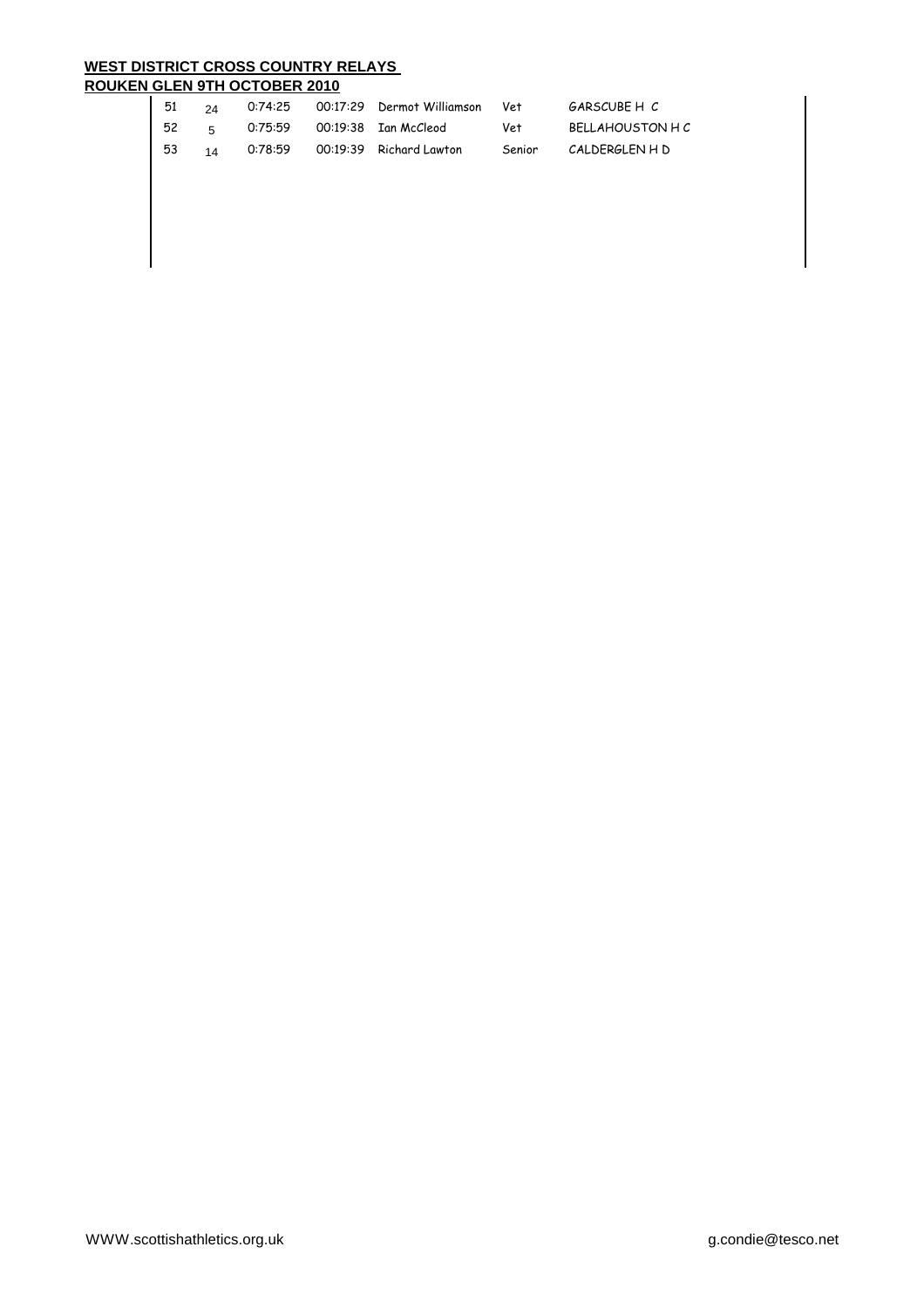**WEST DISTRICT CROSS COUNTRY RELAYS**
**ROUKEN GLEN 9TH OCTOBER 2010**

| | | | | | | |
|---|---|---|---|---|---|---|
| 51 | 24 | 0:74:25 | 00:17:29 | Dermot Williamson | Vet | GARSCUBE H C |
| 52 | 5 | 0:75:59 | 00:19:38 | Ian McCleod | Vet | BELLAHOUSTON H C |
| 53 | 14 | 0:78:59 | 00:19:39 | Richard Lawton | Senior | CALDERGLEN H D |

WWW.scottishathletics.org.uk

g.condie@tesco.net